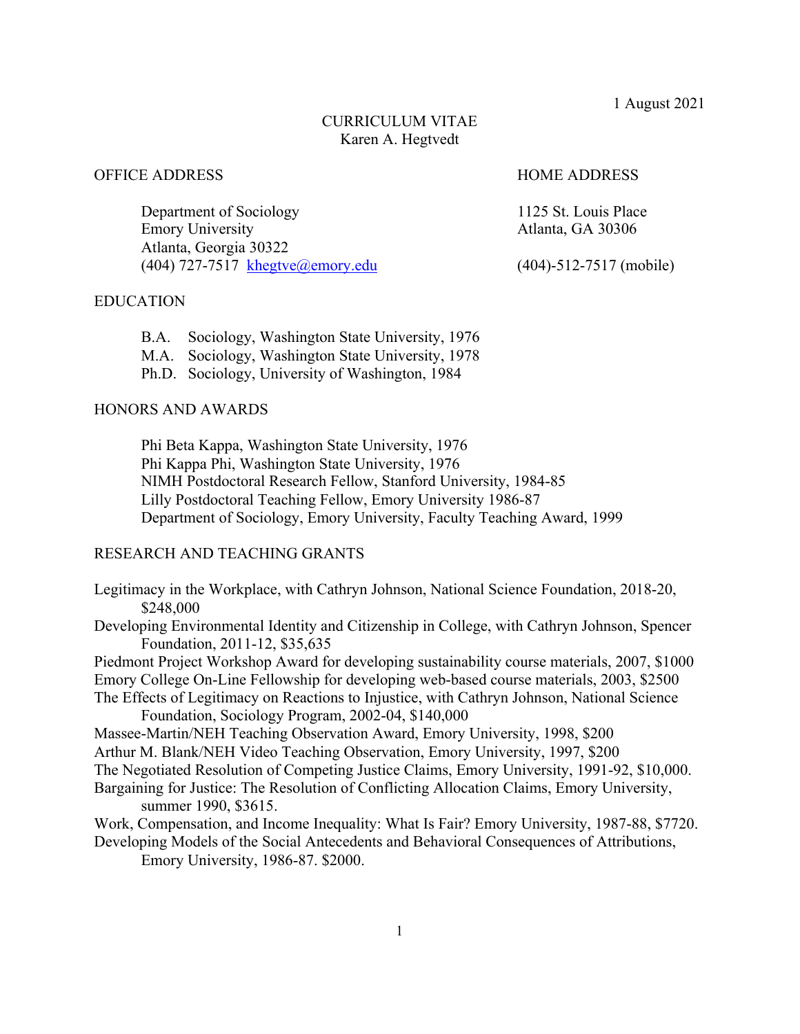1 August 2021

# CURRICULUM VITAE
Karen A. Hegtvedt

## OFFICE ADDRESS

Department of Sociology
Emory University
Atlanta, Georgia 30322
(404) 727-7517 khegtve@emory.edu

## HOME ADDRESS

1125 St. Louis Place
Atlanta, GA 30306

(404)-512-7517 (mobile)

## EDUCATION

B.A. Sociology, Washington State University, 1976
M.A. Sociology, Washington State University, 1978
Ph.D. Sociology, University of Washington, 1984

## HONORS AND AWARDS

Phi Beta Kappa, Washington State University, 1976
Phi Kappa Phi, Washington State University, 1976
NIMH Postdoctoral Research Fellow, Stanford University, 1984-85
Lilly Postdoctoral Teaching Fellow, Emory University 1986-87
Department of Sociology, Emory University, Faculty Teaching Award, 1999

## RESEARCH AND TEACHING GRANTS

Legitimacy in the Workplace, with Cathryn Johnson, National Science Foundation, 2018-20, $248,000

Developing Environmental Identity and Citizenship in College, with Cathryn Johnson, Spencer Foundation, 2011-12, $35,635

Piedmont Project Workshop Award for developing sustainability course materials, 2007, $1000

Emory College On-Line Fellowship for developing web-based course materials, 2003, $2500

The Effects of Legitimacy on Reactions to Injustice, with Cathryn Johnson, National Science Foundation, Sociology Program, 2002-04, $140,000

Massee-Martin/NEH Teaching Observation Award, Emory University, 1998, $200

Arthur M. Blank/NEH Video Teaching Observation, Emory University, 1997, $200

The Negotiated Resolution of Competing Justice Claims, Emory University, 1991-92, $10,000.

Bargaining for Justice: The Resolution of Conflicting Allocation Claims, Emory University, summer 1990, $3615.

Work, Compensation, and Income Inequality: What Is Fair? Emory University, 1987-88, $7720.

Developing Models of the Social Antecedents and Behavioral Consequences of Attributions, Emory University, 1986-87. $2000.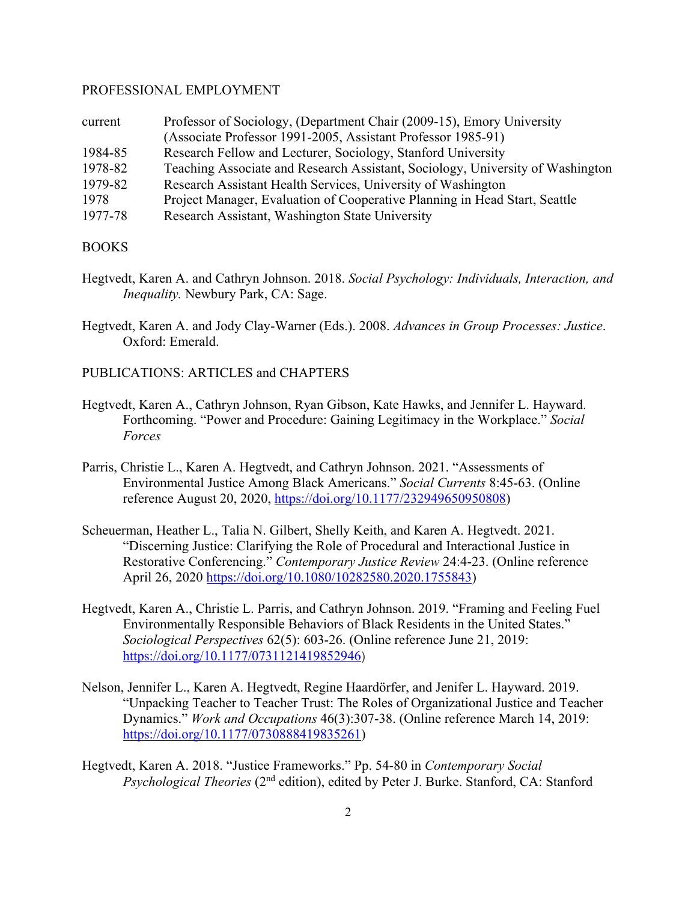## PROFESSIONAL EMPLOYMENT

| | |
|---|---|
| current | Professor of Sociology, (Department Chair (2009-15), Emory University (Associate Professor 1991-2005, Assistant Professor 1985-91) |
| 1984-85 | Research Fellow and Lecturer, Sociology, Stanford University |
| 1978-82 | Teaching Associate and Research Assistant, Sociology, University of Washington |
| 1979-82 | Research Assistant Health Services, University of Washington |
| 1978 | Project Manager, Evaluation of Cooperative Planning in Head Start, Seattle |
| 1977-78 | Research Assistant, Washington State University |

## BOOKS

Hegtvedt, Karen A. and Cathryn Johnson. 2018. *Social Psychology: Individuals, Interaction, and Inequality.* Newbury Park, CA: Sage.

Hegtvedt, Karen A. and Jody Clay-Warner (Eds.). 2008. *Advances in Group Processes: Justice*. Oxford: Emerald.

## PUBLICATIONS: ARTICLES and CHAPTERS

Hegtvedt, Karen A., Cathryn Johnson, Ryan Gibson, Kate Hawks, and Jennifer L. Hayward. Forthcoming. "Power and Procedure: Gaining Legitimacy in the Workplace." *Social Forces*

Parris, Christie L., Karen A. Hegtvedt, and Cathryn Johnson. 2021. "Assessments of Environmental Justice Among Black Americans." *Social Currents* 8:45-63. (Online reference August 20, 2020, https://doi.org/10.1177/232949650950808)

Scheuerman, Heather L., Talia N. Gilbert, Shelly Keith, and Karen A. Hegtvedt. 2021. "Discerning Justice: Clarifying the Role of Procedural and Interactional Justice in Restorative Conferencing." *Contemporary Justice Review* 24:4-23. (Online reference April 26, 2020 https://doi.org/10.1080/10282580.2020.1755843)

Hegtvedt, Karen A., Christie L. Parris, and Cathryn Johnson. 2019. "Framing and Feeling Fuel Environmentally Responsible Behaviors of Black Residents in the United States." *Sociological Perspectives* 62(5): 603-26. (Online reference June 21, 2019: https://doi.org/10.1177/0731121419852946)

Nelson, Jennifer L., Karen A. Hegtvedt, Regine Haardörfer, and Jenifer L. Hayward. 2019. "Unpacking Teacher to Teacher Trust: The Roles of Organizational Justice and Teacher Dynamics." *Work and Occupations* 46(3):307-38. (Online reference March 14, 2019: https://doi.org/10.1177/0730888419835261)

Hegtvedt, Karen A. 2018. "Justice Frameworks." Pp. 54-80 in *Contemporary Social Psychological Theories* (2nd edition), edited by Peter J. Burke. Stanford, CA: Stanford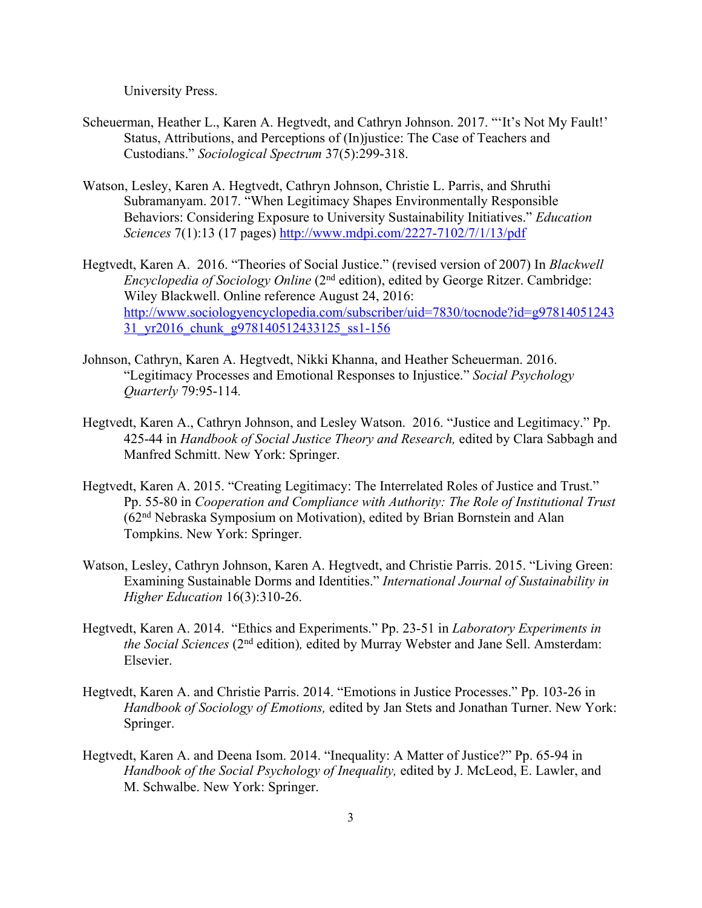University Press.

Scheuerman, Heather L., Karen A. Hegtvedt, and Cathryn Johnson. 2017. "'It's Not My Fault!' Status, Attributions, and Perceptions of (In)justice: The Case of Teachers and Custodians." *Sociological Spectrum* 37(5):299-318.

Watson, Lesley, Karen A. Hegtvedt, Cathryn Johnson, Christie L. Parris, and Shruthi Subramanyam. 2017. "When Legitimacy Shapes Environmentally Responsible Behaviors: Considering Exposure to University Sustainability Initiatives." *Education Sciences* 7(1):13 (17 pages) http://www.mdpi.com/2227-7102/7/1/13/pdf

Hegtvedt, Karen A. 2016. "Theories of Social Justice." (revised version of 2007) In *Blackwell Encyclopedia of Sociology Online* (2nd edition), edited by George Ritzer. Cambridge: Wiley Blackwell. Online reference August 24, 2016: http://www.sociologyencyclopedia.com/subscriber/uid=7830/tocnode?id=g9781405124331_yr2016_chunk_g978140512433125_ss1-156

Johnson, Cathryn, Karen A. Hegtvedt, Nikki Khanna, and Heather Scheuerman. 2016. "Legitimacy Processes and Emotional Responses to Injustice." *Social Psychology Quarterly* 79:95-114.

Hegtvedt, Karen A., Cathryn Johnson, and Lesley Watson. 2016. "Justice and Legitimacy." Pp. 425-44 in *Handbook of Social Justice Theory and Research,* edited by Clara Sabbagh and Manfred Schmitt. New York: Springer.

Hegtvedt, Karen A. 2015. "Creating Legitimacy: The Interrelated Roles of Justice and Trust." Pp. 55-80 in *Cooperation and Compliance with Authority: The Role of Institutional Trust* (62nd Nebraska Symposium on Motivation), edited by Brian Bornstein and Alan Tompkins. New York: Springer.

Watson, Lesley, Cathryn Johnson, Karen A. Hegtvedt, and Christie Parris. 2015. "Living Green: Examining Sustainable Dorms and Identities." *International Journal of Sustainability in Higher Education* 16(3):310-26.

Hegtvedt, Karen A. 2014. "Ethics and Experiments." Pp. 23-51 in *Laboratory Experiments in the Social Sciences* (2nd edition)*,* edited by Murray Webster and Jane Sell. Amsterdam: Elsevier.

Hegtvedt, Karen A. and Christie Parris. 2014. "Emotions in Justice Processes." Pp. 103-26 in *Handbook of Sociology of Emotions,* edited by Jan Stets and Jonathan Turner. New York: Springer.

Hegtvedt, Karen A. and Deena Isom. 2014. "Inequality: A Matter of Justice?" Pp. 65-94 in *Handbook of the Social Psychology of Inequality,* edited by J. McLeod, E. Lawler, and M. Schwalbe. New York: Springer.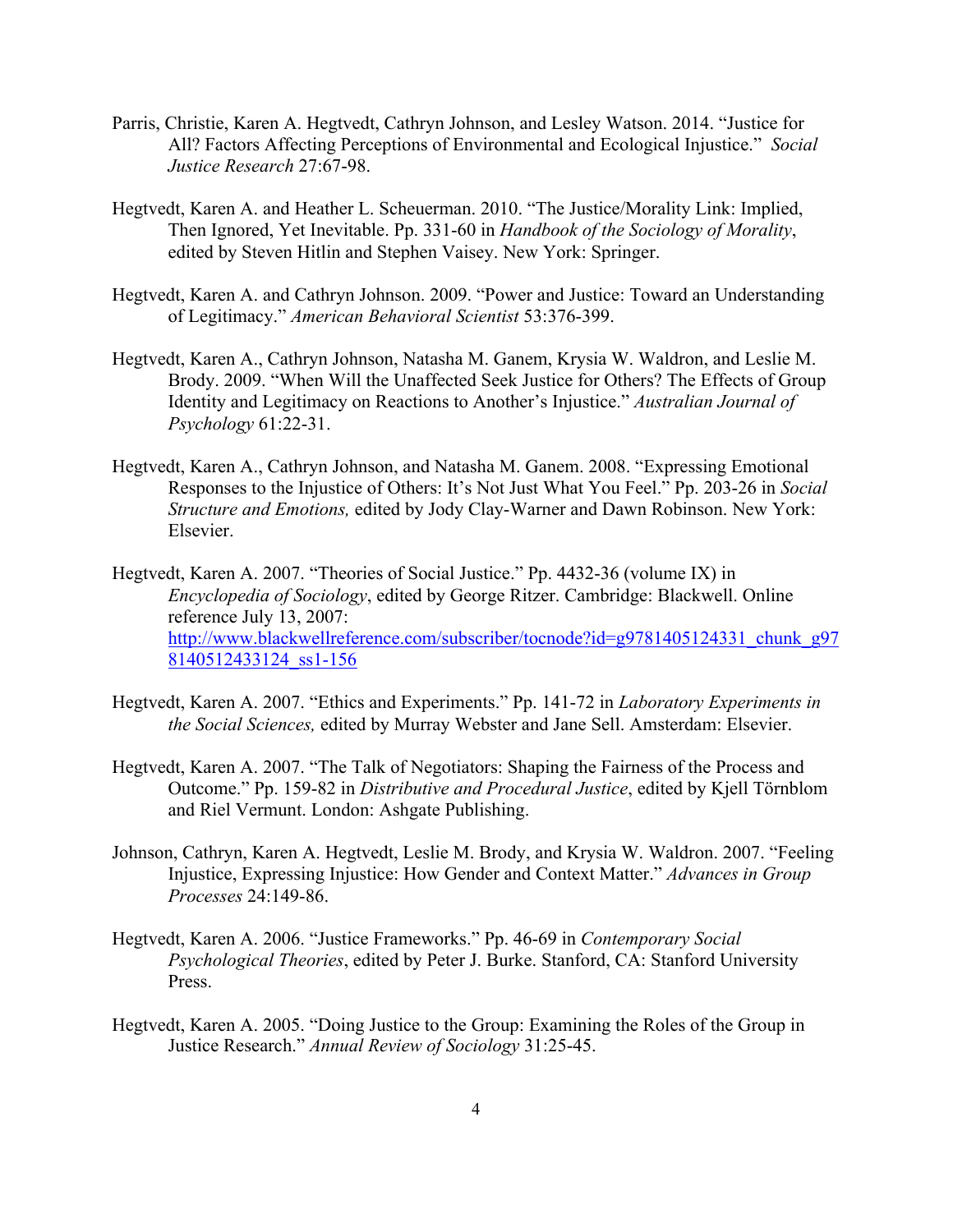Parris, Christie, Karen A. Hegtvedt, Cathryn Johnson, and Lesley Watson. 2014. "Justice for All? Factors Affecting Perceptions of Environmental and Ecological Injustice." *Social Justice Research* 27:67-98.

Hegtvedt, Karen A. and Heather L. Scheuerman. 2010. "The Justice/Morality Link: Implied, Then Ignored, Yet Inevitable. Pp. 331-60 in *Handbook of the Sociology of Morality*, edited by Steven Hitlin and Stephen Vaisey. New York: Springer.

Hegtvedt, Karen A. and Cathryn Johnson. 2009. "Power and Justice: Toward an Understanding of Legitimacy." *American Behavioral Scientist* 53:376-399.

Hegtvedt, Karen A., Cathryn Johnson, Natasha M. Ganem, Krysia W. Waldron, and Leslie M. Brody. 2009. "When Will the Unaffected Seek Justice for Others? The Effects of Group Identity and Legitimacy on Reactions to Another's Injustice." *Australian Journal of Psychology* 61:22-31.

Hegtvedt, Karen A., Cathryn Johnson, and Natasha M. Ganem. 2008. "Expressing Emotional Responses to the Injustice of Others: It's Not Just What You Feel." Pp. 203-26 in *Social Structure and Emotions,* edited by Jody Clay-Warner and Dawn Robinson. New York: Elsevier.

Hegtvedt, Karen A. 2007. "Theories of Social Justice." Pp. 4432-36 (volume IX) in *Encyclopedia of Sociology*, edited by George Ritzer. Cambridge: Blackwell. Online reference July 13, 2007: http://www.blackwellreference.com/subscriber/tocnode?id=g9781405124331_chunk_g978140512433124_ss1-156

Hegtvedt, Karen A. 2007. "Ethics and Experiments." Pp. 141-72 in *Laboratory Experiments in the Social Sciences,* edited by Murray Webster and Jane Sell. Amsterdam: Elsevier.

Hegtvedt, Karen A. 2007. "The Talk of Negotiators: Shaping the Fairness of the Process and Outcome." Pp. 159-82 in *Distributive and Procedural Justice*, edited by Kjell Törnblom and Riel Vermunt. London: Ashgate Publishing.

Johnson, Cathryn, Karen A. Hegtvedt, Leslie M. Brody, and Krysia W. Waldron. 2007. "Feeling Injustice, Expressing Injustice: How Gender and Context Matter." *Advances in Group Processes* 24:149-86.

Hegtvedt, Karen A. 2006. "Justice Frameworks." Pp. 46-69 in *Contemporary Social Psychological Theories*, edited by Peter J. Burke. Stanford, CA: Stanford University Press.

Hegtvedt, Karen A. 2005. "Doing Justice to the Group: Examining the Roles of the Group in Justice Research." *Annual Review of Sociology* 31:25-45.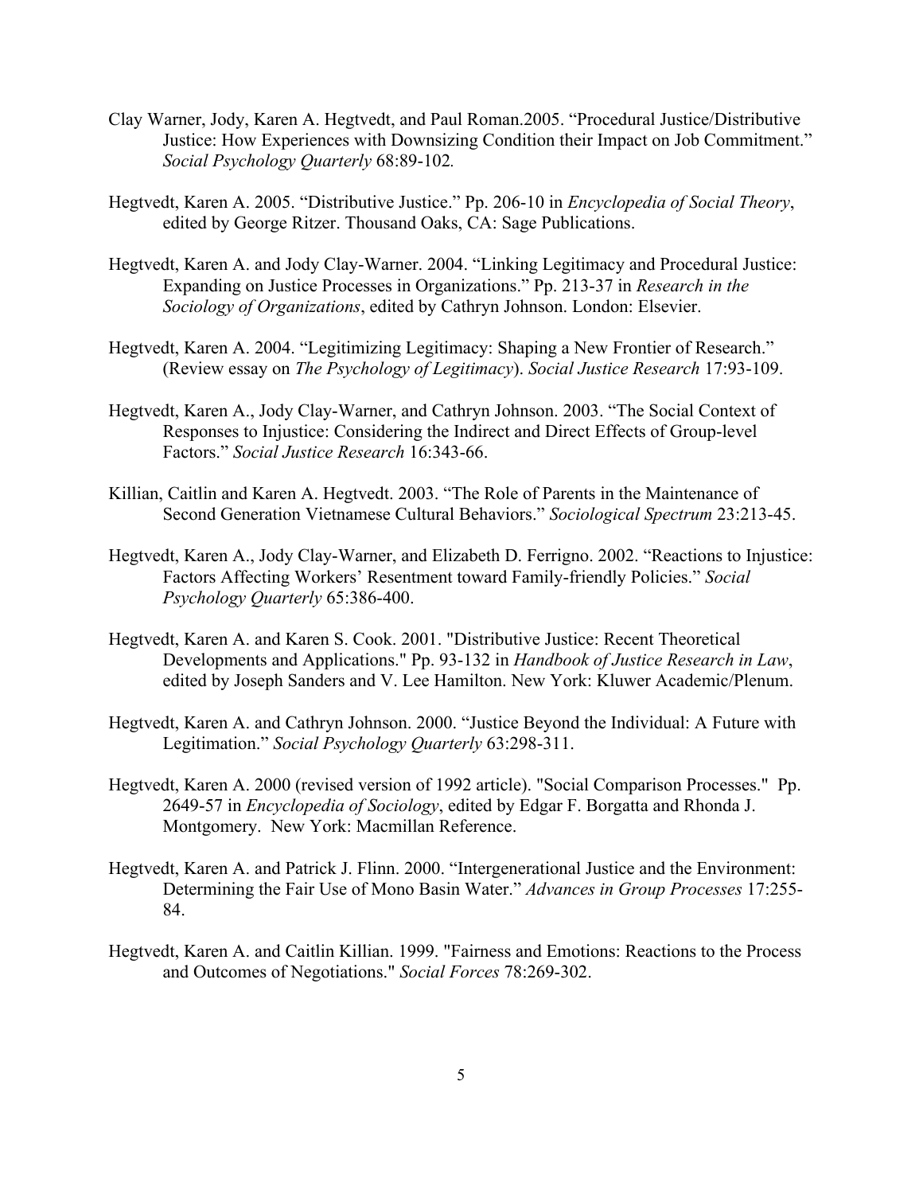Clay Warner, Jody, Karen A. Hegtvedt, and Paul Roman.2005. "Procedural Justice/Distributive Justice: How Experiences with Downsizing Condition their Impact on Job Commitment." *Social Psychology Quarterly* 68:89-102.

Hegtvedt, Karen A. 2005. "Distributive Justice." Pp. 206-10 in *Encyclopedia of Social Theory*, edited by George Ritzer. Thousand Oaks, CA: Sage Publications.

Hegtvedt, Karen A. and Jody Clay-Warner. 2004. "Linking Legitimacy and Procedural Justice: Expanding on Justice Processes in Organizations." Pp. 213-37 in *Research in the Sociology of Organizations*, edited by Cathryn Johnson. London: Elsevier.

Hegtvedt, Karen A. 2004. "Legitimizing Legitimacy: Shaping a New Frontier of Research." (Review essay on *The Psychology of Legitimacy*). *Social Justice Research* 17:93-109.

Hegtvedt, Karen A., Jody Clay-Warner, and Cathryn Johnson. 2003. "The Social Context of Responses to Injustice: Considering the Indirect and Direct Effects of Group-level Factors." *Social Justice Research* 16:343-66.

Killian, Caitlin and Karen A. Hegtvedt. 2003. "The Role of Parents in the Maintenance of Second Generation Vietnamese Cultural Behaviors." *Sociological Spectrum* 23:213-45.

Hegtvedt, Karen A., Jody Clay-Warner, and Elizabeth D. Ferrigno. 2002. "Reactions to Injustice: Factors Affecting Workers' Resentment toward Family-friendly Policies." *Social Psychology Quarterly* 65:386-400.

Hegtvedt, Karen A. and Karen S. Cook. 2001. "Distributive Justice: Recent Theoretical Developments and Applications." Pp. 93-132 in *Handbook of Justice Research in Law*, edited by Joseph Sanders and V. Lee Hamilton. New York: Kluwer Academic/Plenum.

Hegtvedt, Karen A. and Cathryn Johnson. 2000. "Justice Beyond the Individual: A Future with Legitimation." *Social Psychology Quarterly* 63:298-311.

Hegtvedt, Karen A. 2000 (revised version of 1992 article). "Social Comparison Processes." Pp. 2649-57 in *Encyclopedia of Sociology*, edited by Edgar F. Borgatta and Rhonda J. Montgomery. New York: Macmillan Reference.

Hegtvedt, Karen A. and Patrick J. Flinn. 2000. "Intergenerational Justice and the Environment: Determining the Fair Use of Mono Basin Water." *Advances in Group Processes* 17:255-84.

Hegtvedt, Karen A. and Caitlin Killian. 1999. "Fairness and Emotions: Reactions to the Process and Outcomes of Negotiations." *Social Forces* 78:269-302.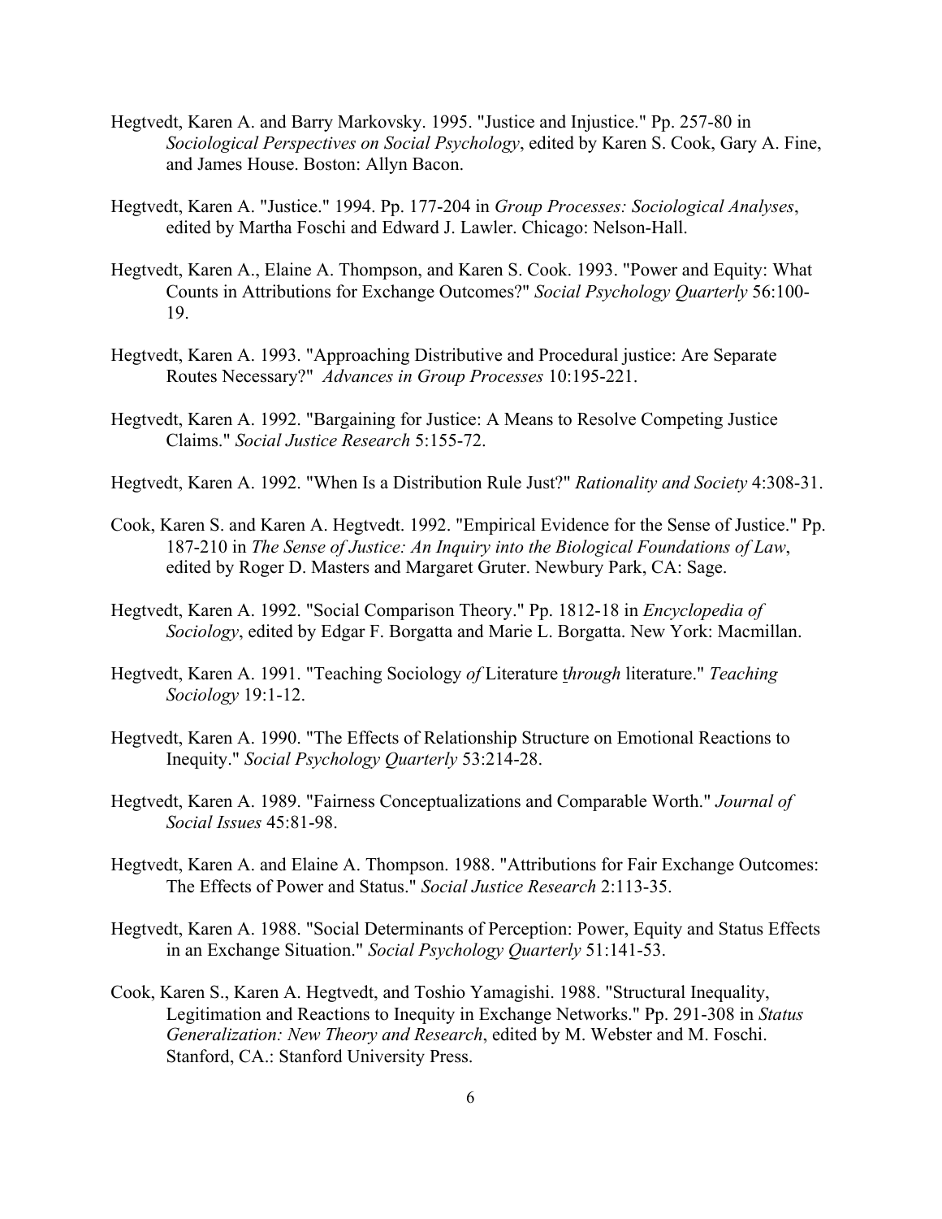Hegtvedt, Karen A. and Barry Markovsky. 1995. "Justice and Injustice." Pp. 257-80 in *Sociological Perspectives on Social Psychology*, edited by Karen S. Cook, Gary A. Fine, and James House. Boston: Allyn Bacon.

Hegtvedt, Karen A. "Justice." 1994. Pp. 177-204 in *Group Processes: Sociological Analyses*, edited by Martha Foschi and Edward J. Lawler. Chicago: Nelson-Hall.

Hegtvedt, Karen A., Elaine A. Thompson, and Karen S. Cook. 1993. "Power and Equity: What Counts in Attributions for Exchange Outcomes?" *Social Psychology Quarterly* 56:100-19.

Hegtvedt, Karen A. 1993. "Approaching Distributive and Procedural justice: Are Separate Routes Necessary?" *Advances in Group Processes* 10:195-221.

Hegtvedt, Karen A. 1992. "Bargaining for Justice: A Means to Resolve Competing Justice Claims." *Social Justice Research* 5:155-72.

Hegtvedt, Karen A. 1992. "When Is a Distribution Rule Just?" *Rationality and Society* 4:308-31.

Cook, Karen S. and Karen A. Hegtvedt. 1992. "Empirical Evidence for the Sense of Justice." Pp. 187-210 in *The Sense of Justice: An Inquiry into the Biological Foundations of Law*, edited by Roger D. Masters and Margaret Gruter. Newbury Park, CA: Sage.

Hegtvedt, Karen A. 1992. "Social Comparison Theory." Pp. 1812-18 in *Encyclopedia of Sociology*, edited by Edgar F. Borgatta and Marie L. Borgatta. New York: Macmillan.

Hegtvedt, Karen A. 1991. "Teaching Sociology *of* Literature *through* literature." *Teaching Sociology* 19:1-12.

Hegtvedt, Karen A. 1990. "The Effects of Relationship Structure on Emotional Reactions to Inequity." *Social Psychology Quarterly* 53:214-28.

Hegtvedt, Karen A. 1989. "Fairness Conceptualizations and Comparable Worth." *Journal of Social Issues* 45:81-98.

Hegtvedt, Karen A. and Elaine A. Thompson. 1988. "Attributions for Fair Exchange Outcomes: The Effects of Power and Status." *Social Justice Research* 2:113-35.

Hegtvedt, Karen A. 1988. "Social Determinants of Perception: Power, Equity and Status Effects in an Exchange Situation." *Social Psychology Quarterly* 51:141-53.

Cook, Karen S., Karen A. Hegtvedt, and Toshio Yamagishi. 1988. "Structural Inequality, Legitimation and Reactions to Inequity in Exchange Networks." Pp. 291-308 in *Status Generalization: New Theory and Research*, edited by M. Webster and M. Foschi. Stanford, CA.: Stanford University Press.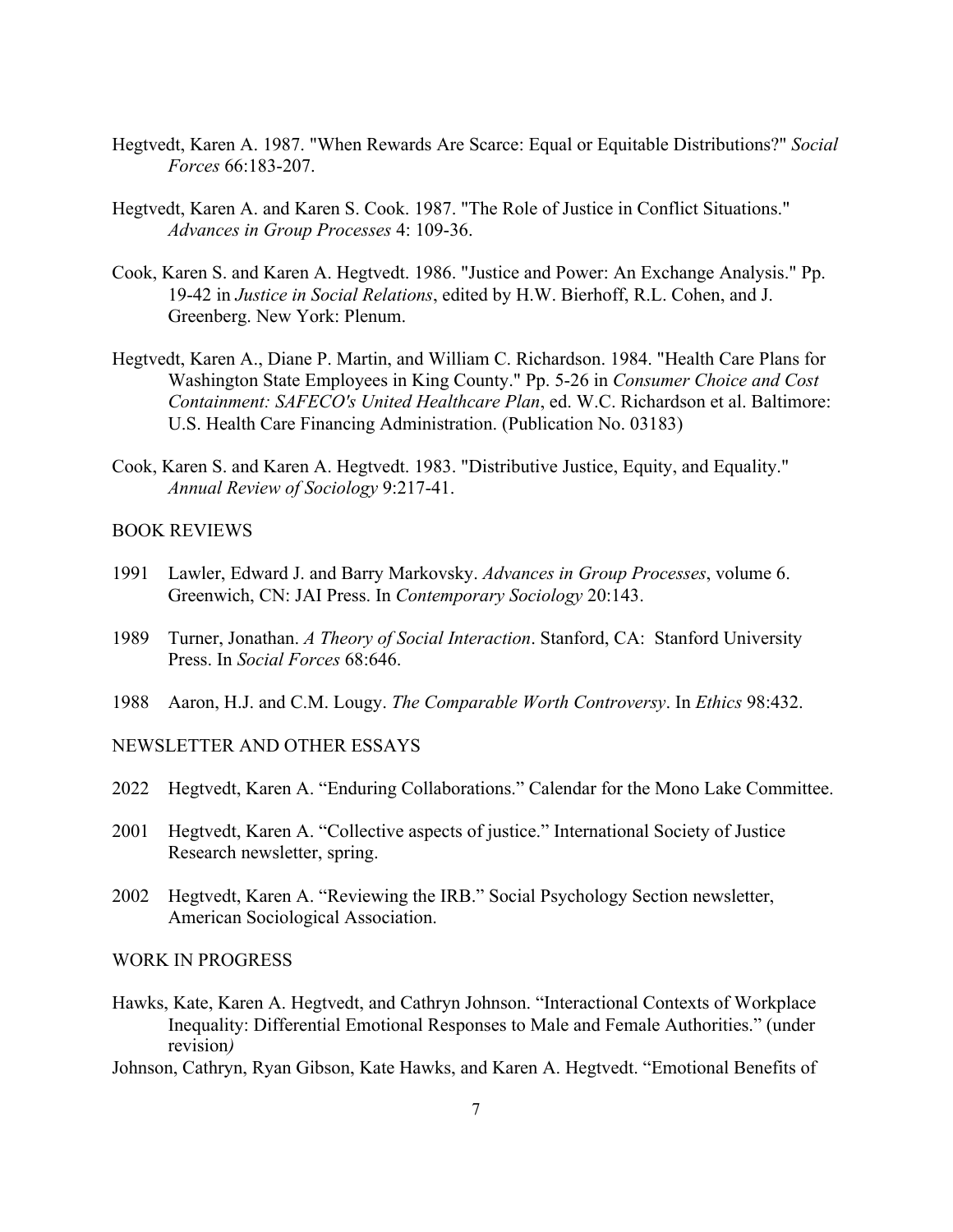Hegtvedt, Karen A. 1987. "When Rewards Are Scarce: Equal or Equitable Distributions?" *Social Forces* 66:183-207.

Hegtvedt, Karen A. and Karen S. Cook. 1987. "The Role of Justice in Conflict Situations." *Advances in Group Processes* 4: 109-36.

Cook, Karen S. and Karen A. Hegtvedt. 1986. "Justice and Power: An Exchange Analysis." Pp. 19-42 in *Justice in Social Relations*, edited by H.W. Bierhoff, R.L. Cohen, and J. Greenberg. New York: Plenum.

Hegtvedt, Karen A., Diane P. Martin, and William C. Richardson. 1984. "Health Care Plans for Washington State Employees in King County." Pp. 5-26 in *Consumer Choice and Cost Containment: SAFECO's United Healthcare Plan*, ed. W.C. Richardson et al. Baltimore: U.S. Health Care Financing Administration. (Publication No. 03183)

Cook, Karen S. and Karen A. Hegtvedt. 1983. "Distributive Justice, Equity, and Equality." *Annual Review of Sociology* 9:217-41.

## BOOK REVIEWS

1991 Lawler, Edward J. and Barry Markovsky. *Advances in Group Processes*, volume 6. Greenwich, CN: JAI Press. In *Contemporary Sociology* 20:143.

1989 Turner, Jonathan. *A Theory of Social Interaction*. Stanford, CA: Stanford University Press. In *Social Forces* 68:646.

1988 Aaron, H.J. and C.M. Lougy. *The Comparable Worth Controversy*. In *Ethics* 98:432.

## NEWSLETTER AND OTHER ESSAYS

2022 Hegtvedt, Karen A. "Enduring Collaborations." Calendar for the Mono Lake Committee.

2001 Hegtvedt, Karen A. "Collective aspects of justice." International Society of Justice Research newsletter, spring.

2002 Hegtvedt, Karen A. "Reviewing the IRB." Social Psychology Section newsletter, American Sociological Association.

## WORK IN PROGRESS

Hawks, Kate, Karen A. Hegtvedt, and Cathryn Johnson. "Interactional Contexts of Workplace Inequality: Differential Emotional Responses to Male and Female Authorities." (under revision)

Johnson, Cathryn, Ryan Gibson, Kate Hawks, and Karen A. Hegtvedt. "Emotional Benefits of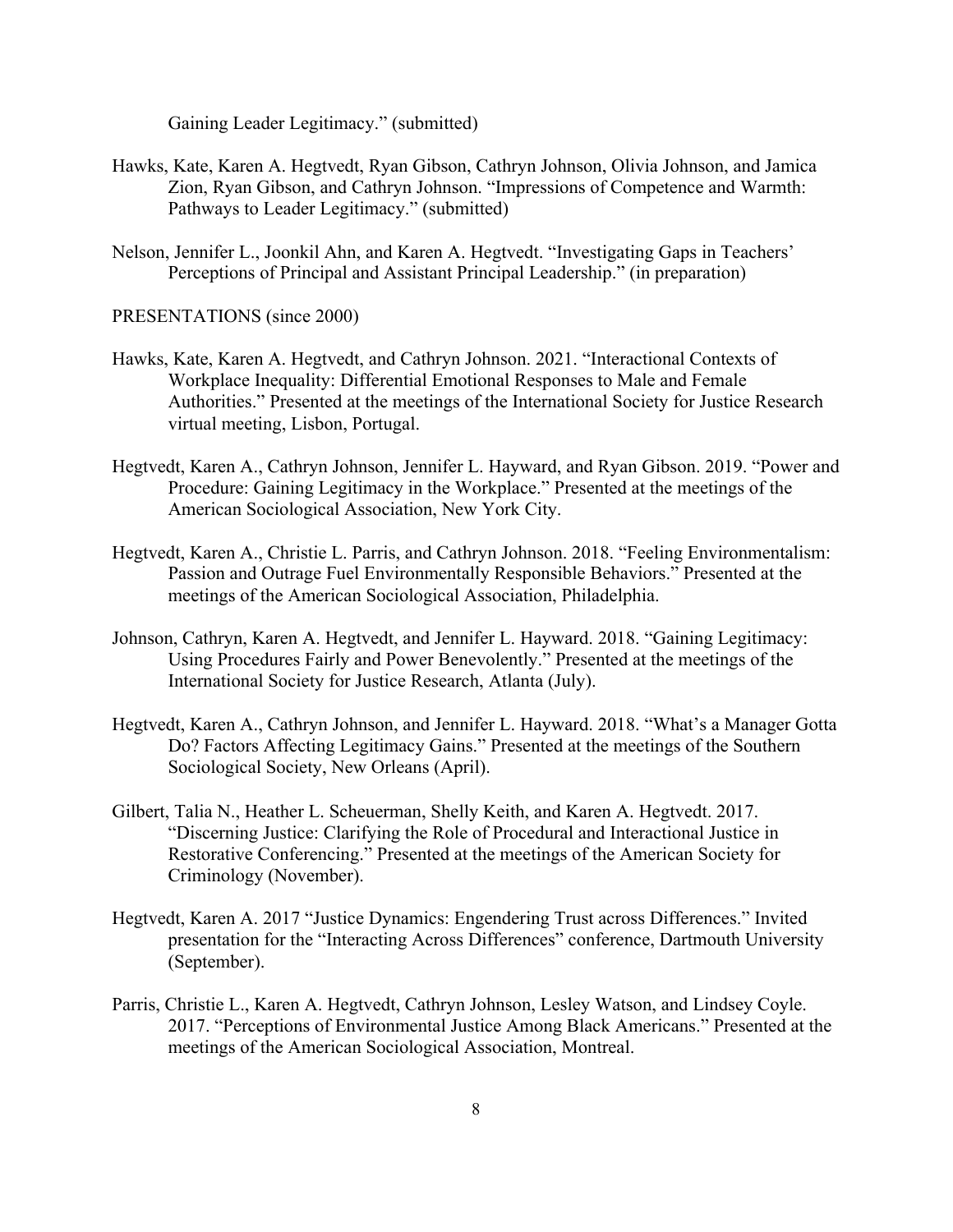Gaining Leader Legitimacy." (submitted)

Hawks, Kate, Karen A. Hegtvedt, Ryan Gibson, Cathryn Johnson, Olivia Johnson, and Jamica Zion, Ryan Gibson, and Cathryn Johnson. "Impressions of Competence and Warmth: Pathways to Leader Legitimacy." (submitted)

Nelson, Jennifer L., Joonkil Ahn, and Karen A. Hegtvedt. "Investigating Gaps in Teachers' Perceptions of Principal and Assistant Principal Leadership." (in preparation)

PRESENTATIONS (since 2000)

Hawks, Kate, Karen A. Hegtvedt, and Cathryn Johnson. 2021. "Interactional Contexts of Workplace Inequality: Differential Emotional Responses to Male and Female Authorities." Presented at the meetings of the International Society for Justice Research virtual meeting, Lisbon, Portugal.

Hegtvedt, Karen A., Cathryn Johnson, Jennifer L. Hayward, and Ryan Gibson. 2019. "Power and Procedure: Gaining Legitimacy in the Workplace." Presented at the meetings of the American Sociological Association, New York City.

Hegtvedt, Karen A., Christie L. Parris, and Cathryn Johnson. 2018. "Feeling Environmentalism: Passion and Outrage Fuel Environmentally Responsible Behaviors." Presented at the meetings of the American Sociological Association, Philadelphia.

Johnson, Cathryn, Karen A. Hegtvedt, and Jennifer L. Hayward. 2018. "Gaining Legitimacy: Using Procedures Fairly and Power Benevolently." Presented at the meetings of the International Society for Justice Research, Atlanta (July).

Hegtvedt, Karen A., Cathryn Johnson, and Jennifer L. Hayward. 2018. "What's a Manager Gotta Do? Factors Affecting Legitimacy Gains." Presented at the meetings of the Southern Sociological Society, New Orleans (April).

Gilbert, Talia N., Heather L. Scheuerman, Shelly Keith, and Karen A. Hegtvedt. 2017. "Discerning Justice: Clarifying the Role of Procedural and Interactional Justice in Restorative Conferencing." Presented at the meetings of the American Society for Criminology (November).

Hegtvedt, Karen A. 2017 "Justice Dynamics: Engendering Trust across Differences." Invited presentation for the "Interacting Across Differences" conference, Dartmouth University (September).

Parris, Christie L., Karen A. Hegtvedt, Cathryn Johnson, Lesley Watson, and Lindsey Coyle. 2017. "Perceptions of Environmental Justice Among Black Americans." Presented at the meetings of the American Sociological Association, Montreal.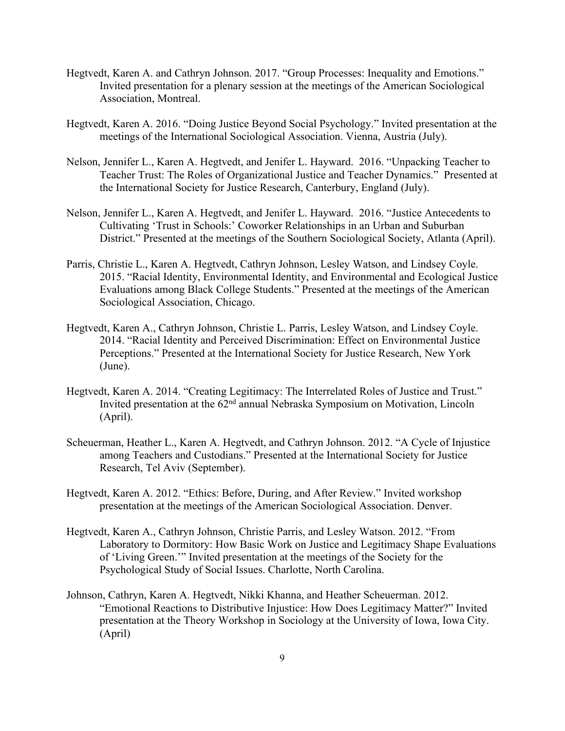Hegtvedt, Karen A. and Cathryn Johnson. 2017. "Group Processes: Inequality and Emotions." Invited presentation for a plenary session at the meetings of the American Sociological Association, Montreal.

Hegtvedt, Karen A. 2016. "Doing Justice Beyond Social Psychology." Invited presentation at the meetings of the International Sociological Association. Vienna, Austria (July).

Nelson, Jennifer L., Karen A. Hegtvedt, and Jenifer L. Hayward. 2016. "Unpacking Teacher to Teacher Trust: The Roles of Organizational Justice and Teacher Dynamics." Presented at the International Society for Justice Research, Canterbury, England (July).

Nelson, Jennifer L., Karen A. Hegtvedt, and Jenifer L. Hayward. 2016. "Justice Antecedents to Cultivating 'Trust in Schools:' Coworker Relationships in an Urban and Suburban District." Presented at the meetings of the Southern Sociological Society, Atlanta (April).

Parris, Christie L., Karen A. Hegtvedt, Cathryn Johnson, Lesley Watson, and Lindsey Coyle. 2015. "Racial Identity, Environmental Identity, and Environmental and Ecological Justice Evaluations among Black College Students." Presented at the meetings of the American Sociological Association, Chicago.

Hegtvedt, Karen A., Cathryn Johnson, Christie L. Parris, Lesley Watson, and Lindsey Coyle. 2014. "Racial Identity and Perceived Discrimination: Effect on Environmental Justice Perceptions." Presented at the International Society for Justice Research, New York (June).

Hegtvedt, Karen A. 2014. "Creating Legitimacy: The Interrelated Roles of Justice and Trust." Invited presentation at the 62nd annual Nebraska Symposium on Motivation, Lincoln (April).

Scheuerman, Heather L., Karen A. Hegtvedt, and Cathryn Johnson. 2012. "A Cycle of Injustice among Teachers and Custodians." Presented at the International Society for Justice Research, Tel Aviv (September).

Hegtvedt, Karen A. 2012. "Ethics: Before, During, and After Review." Invited workshop presentation at the meetings of the American Sociological Association. Denver.

Hegtvedt, Karen A., Cathryn Johnson, Christie Parris, and Lesley Watson. 2012. "From Laboratory to Dormitory: How Basic Work on Justice and Legitimacy Shape Evaluations of 'Living Green.'" Invited presentation at the meetings of the Society for the Psychological Study of Social Issues. Charlotte, North Carolina.

Johnson, Cathryn, Karen A. Hegtvedt, Nikki Khanna, and Heather Scheuerman. 2012. "Emotional Reactions to Distributive Injustice: How Does Legitimacy Matter?" Invited presentation at the Theory Workshop in Sociology at the University of Iowa, Iowa City. (April)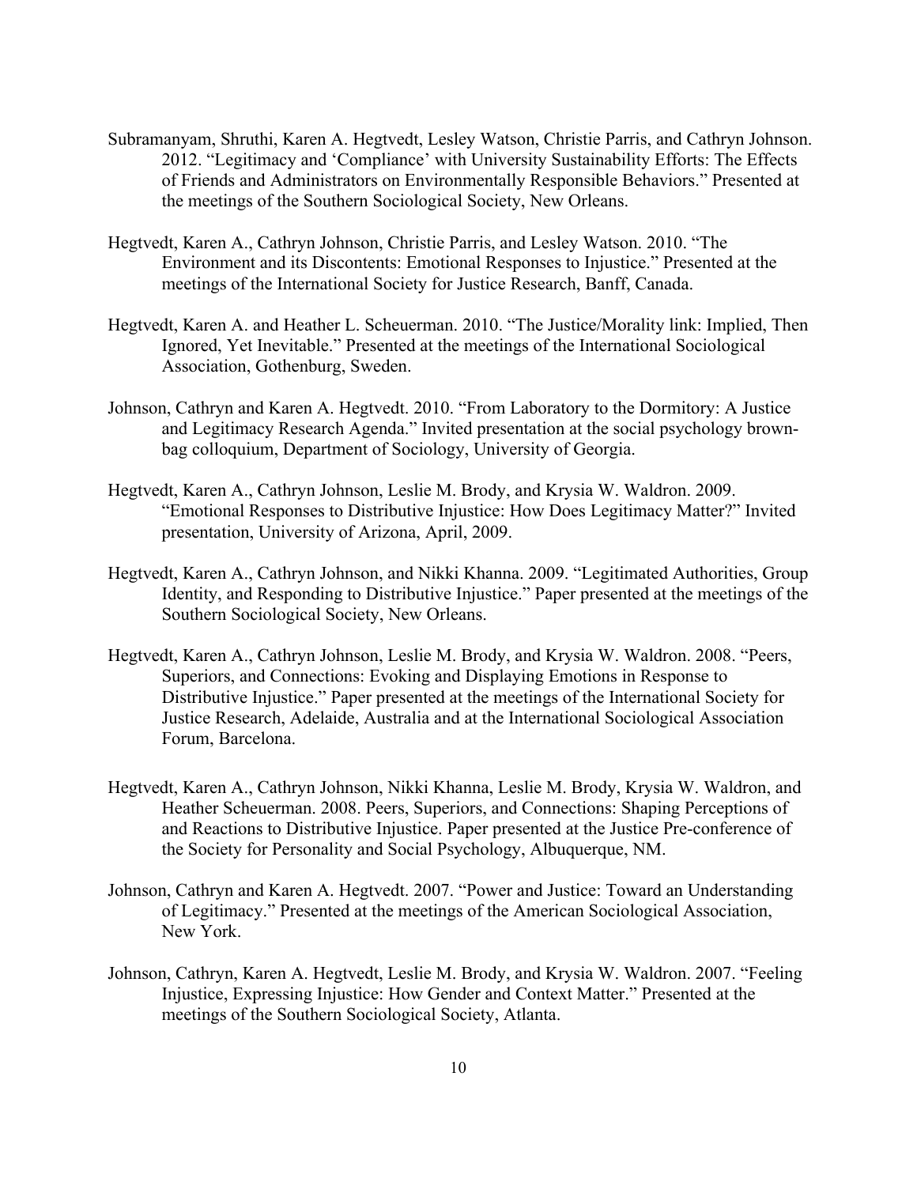Subramanyam, Shruthi, Karen A. Hegtvedt, Lesley Watson, Christie Parris, and Cathryn Johnson. 2012. "Legitimacy and 'Compliance' with University Sustainability Efforts: The Effects of Friends and Administrators on Environmentally Responsible Behaviors." Presented at the meetings of the Southern Sociological Society, New Orleans.

Hegtvedt, Karen A., Cathryn Johnson, Christie Parris, and Lesley Watson. 2010. "The Environment and its Discontents: Emotional Responses to Injustice." Presented at the meetings of the International Society for Justice Research, Banff, Canada.

Hegtvedt, Karen A. and Heather L. Scheuerman. 2010. "The Justice/Morality link: Implied, Then Ignored, Yet Inevitable." Presented at the meetings of the International Sociological Association, Gothenburg, Sweden.

Johnson, Cathryn and Karen A. Hegtvedt. 2010. "From Laboratory to the Dormitory: A Justice and Legitimacy Research Agenda." Invited presentation at the social psychology brown-bag colloquium, Department of Sociology, University of Georgia.

Hegtvedt, Karen A., Cathryn Johnson, Leslie M. Brody, and Krysia W. Waldron. 2009. "Emotional Responses to Distributive Injustice: How Does Legitimacy Matter?" Invited presentation, University of Arizona, April, 2009.

Hegtvedt, Karen A., Cathryn Johnson, and Nikki Khanna. 2009. "Legitimated Authorities, Group Identity, and Responding to Distributive Injustice." Paper presented at the meetings of the Southern Sociological Society, New Orleans.

Hegtvedt, Karen A., Cathryn Johnson, Leslie M. Brody, and Krysia W. Waldron. 2008. "Peers, Superiors, and Connections: Evoking and Displaying Emotions in Response to Distributive Injustice." Paper presented at the meetings of the International Society for Justice Research, Adelaide, Australia and at the International Sociological Association Forum, Barcelona.

Hegtvedt, Karen A., Cathryn Johnson, Nikki Khanna, Leslie M. Brody, Krysia W. Waldron, and Heather Scheuerman. 2008. Peers, Superiors, and Connections: Shaping Perceptions of and Reactions to Distributive Injustice. Paper presented at the Justice Pre-conference of the Society for Personality and Social Psychology, Albuquerque, NM.

Johnson, Cathryn and Karen A. Hegtvedt. 2007. "Power and Justice: Toward an Understanding of Legitimacy." Presented at the meetings of the American Sociological Association, New York.

Johnson, Cathryn, Karen A. Hegtvedt, Leslie M. Brody, and Krysia W. Waldron. 2007. "Feeling Injustice, Expressing Injustice: How Gender and Context Matter." Presented at the meetings of the Southern Sociological Society, Atlanta.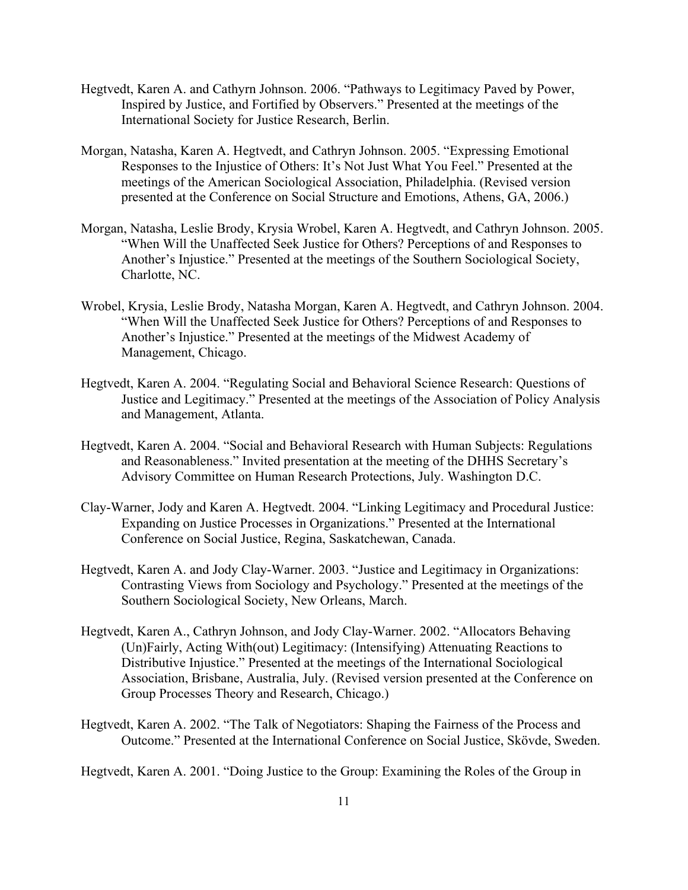Hegtvedt, Karen A. and Cathyrn Johnson. 2006. "Pathways to Legitimacy Paved by Power, Inspired by Justice, and Fortified by Observers." Presented at the meetings of the International Society for Justice Research, Berlin.

Morgan, Natasha, Karen A. Hegtvedt, and Cathryn Johnson. 2005. "Expressing Emotional Responses to the Injustice of Others: It's Not Just What You Feel." Presented at the meetings of the American Sociological Association, Philadelphia. (Revised version presented at the Conference on Social Structure and Emotions, Athens, GA, 2006.)

Morgan, Natasha, Leslie Brody, Krysia Wrobel, Karen A. Hegtvedt, and Cathryn Johnson. 2005. "When Will the Unaffected Seek Justice for Others? Perceptions of and Responses to Another's Injustice." Presented at the meetings of the Southern Sociological Society, Charlotte, NC.

Wrobel, Krysia, Leslie Brody, Natasha Morgan, Karen A. Hegtvedt, and Cathryn Johnson. 2004. "When Will the Unaffected Seek Justice for Others? Perceptions of and Responses to Another's Injustice." Presented at the meetings of the Midwest Academy of Management, Chicago.

Hegtvedt, Karen A. 2004. "Regulating Social and Behavioral Science Research: Questions of Justice and Legitimacy." Presented at the meetings of the Association of Policy Analysis and Management, Atlanta.

Hegtvedt, Karen A. 2004. "Social and Behavioral Research with Human Subjects: Regulations and Reasonableness." Invited presentation at the meeting of the DHHS Secretary's Advisory Committee on Human Research Protections, July. Washington D.C.

Clay-Warner, Jody and Karen A. Hegtvedt. 2004. "Linking Legitimacy and Procedural Justice: Expanding on Justice Processes in Organizations." Presented at the International Conference on Social Justice, Regina, Saskatchewan, Canada.

Hegtvedt, Karen A. and Jody Clay-Warner. 2003. "Justice and Legitimacy in Organizations: Contrasting Views from Sociology and Psychology." Presented at the meetings of the Southern Sociological Society, New Orleans, March.

Hegtvedt, Karen A., Cathryn Johnson, and Jody Clay-Warner. 2002. "Allocators Behaving (Un)Fairly, Acting With(out) Legitimacy: (Intensifying) Attenuating Reactions to Distributive Injustice." Presented at the meetings of the International Sociological Association, Brisbane, Australia, July. (Revised version presented at the Conference on Group Processes Theory and Research, Chicago.)

Hegtvedt, Karen A. 2002. "The Talk of Negotiators: Shaping the Fairness of the Process and Outcome." Presented at the International Conference on Social Justice, Skövde, Sweden.

Hegtvedt, Karen A. 2001. "Doing Justice to the Group: Examining the Roles of the Group in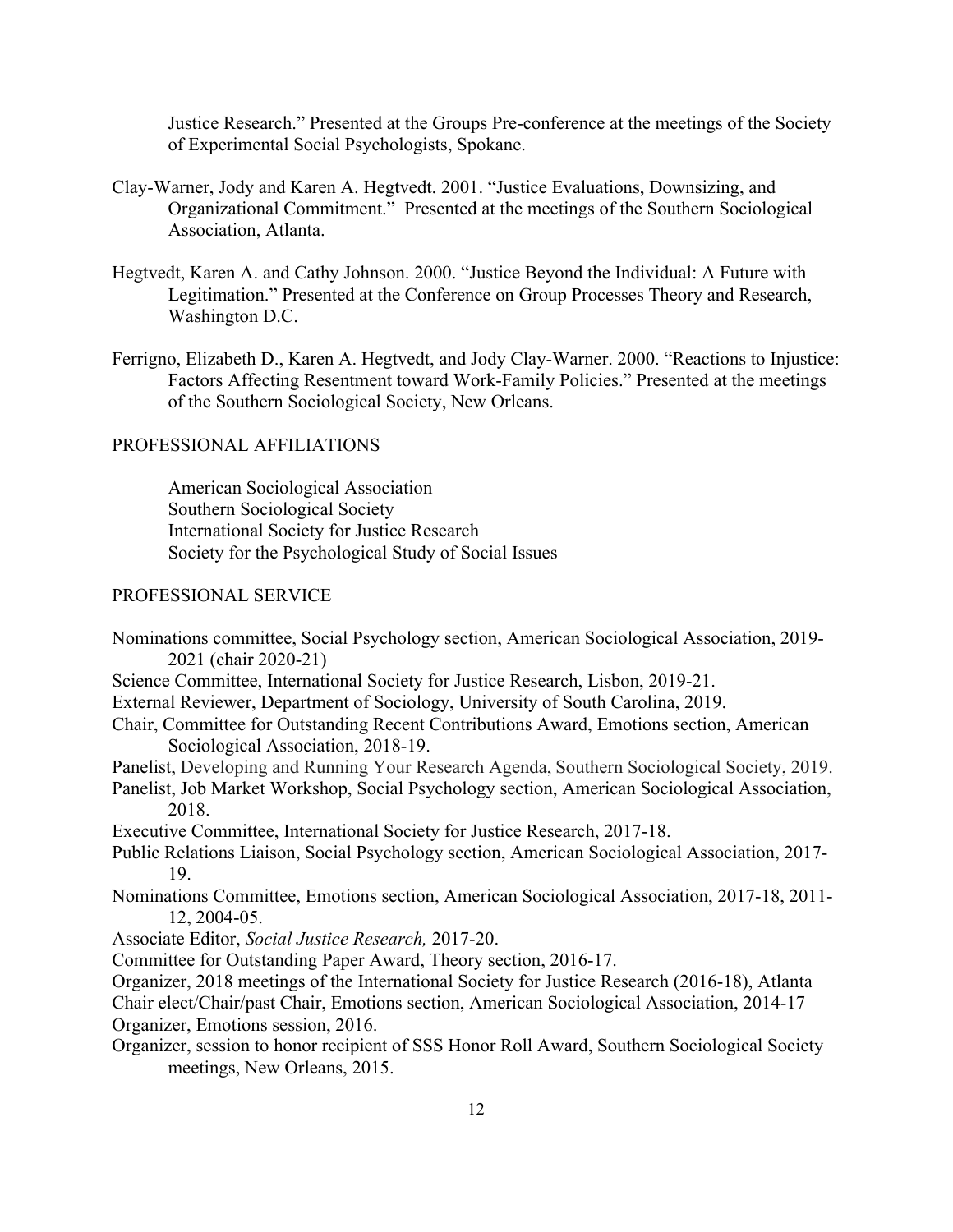Justice Research." Presented at the Groups Pre-conference at the meetings of the Society of Experimental Social Psychologists, Spokane.

Clay-Warner, Jody and Karen A. Hegtvedt. 2001. "Justice Evaluations, Downsizing, and Organizational Commitment." Presented at the meetings of the Southern Sociological Association, Atlanta.

Hegtvedt, Karen A. and Cathy Johnson. 2000. "Justice Beyond the Individual: A Future with Legitimation." Presented at the Conference on Group Processes Theory and Research, Washington D.C.

Ferrigno, Elizabeth D., Karen A. Hegtvedt, and Jody Clay-Warner. 2000. "Reactions to Injustice: Factors Affecting Resentment toward Work-Family Policies." Presented at the meetings of the Southern Sociological Society, New Orleans.

## PROFESSIONAL AFFILIATIONS

American Sociological Association
Southern Sociological Society
International Society for Justice Research
Society for the Psychological Study of Social Issues

## PROFESSIONAL SERVICE

Nominations committee, Social Psychology section, American Sociological Association, 2019-2021 (chair 2020-21)

Science Committee, International Society for Justice Research, Lisbon, 2019-21.

External Reviewer, Department of Sociology, University of South Carolina, 2019.

Chair, Committee for Outstanding Recent Contributions Award, Emotions section, American Sociological Association, 2018-19.

Panelist, Developing and Running Your Research Agenda, Southern Sociological Society, 2019.

Panelist, Job Market Workshop, Social Psychology section, American Sociological Association, 2018.

Executive Committee, International Society for Justice Research, 2017-18.

Public Relations Liaison, Social Psychology section, American Sociological Association, 2017-19.

Nominations Committee, Emotions section, American Sociological Association, 2017-18, 2011-12, 2004-05.

Associate Editor, *Social Justice Research,* 2017-20.

Committee for Outstanding Paper Award, Theory section, 2016-17.

Organizer, 2018 meetings of the International Society for Justice Research (2016-18), Atlanta

Chair elect/Chair/past Chair, Emotions section, American Sociological Association, 2014-17

Organizer, Emotions session, 2016.

Organizer, session to honor recipient of SSS Honor Roll Award, Southern Sociological Society meetings, New Orleans, 2015.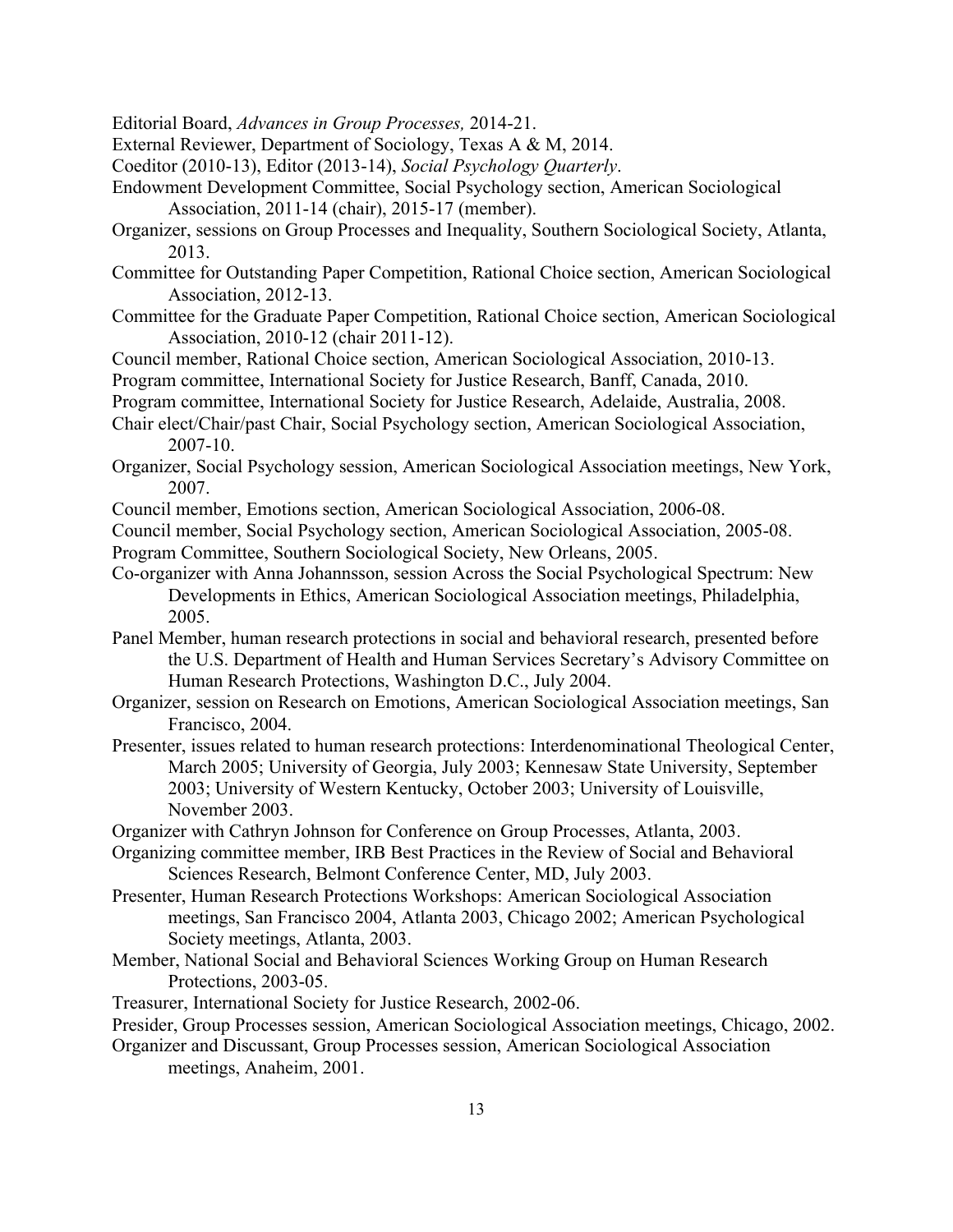Editorial Board, *Advances in Group Processes,* 2014-21.

External Reviewer, Department of Sociology, Texas A & M, 2014.

Coeditor (2010-13), Editor (2013-14), *Social Psychology Quarterly*.

Endowment Development Committee, Social Psychology section, American Sociological Association, 2011-14 (chair), 2015-17 (member).

Organizer, sessions on Group Processes and Inequality, Southern Sociological Society, Atlanta, 2013.

Committee for Outstanding Paper Competition, Rational Choice section, American Sociological Association, 2012-13.

Committee for the Graduate Paper Competition, Rational Choice section, American Sociological Association, 2010-12 (chair 2011-12).

Council member, Rational Choice section, American Sociological Association, 2010-13.

Program committee, International Society for Justice Research, Banff, Canada, 2010.

Program committee, International Society for Justice Research, Adelaide, Australia, 2008.

Chair elect/Chair/past Chair, Social Psychology section, American Sociological Association, 2007-10.

Organizer, Social Psychology session, American Sociological Association meetings, New York, 2007.

Council member, Emotions section, American Sociological Association, 2006-08.

Council member, Social Psychology section, American Sociological Association, 2005-08.

Program Committee, Southern Sociological Society, New Orleans, 2005.

Co-organizer with Anna Johannsson, session Across the Social Psychological Spectrum: New Developments in Ethics, American Sociological Association meetings, Philadelphia, 2005.

Panel Member, human research protections in social and behavioral research, presented before the U.S. Department of Health and Human Services Secretary's Advisory Committee on Human Research Protections, Washington D.C., July 2004.

Organizer, session on Research on Emotions, American Sociological Association meetings, San Francisco, 2004.

Presenter, issues related to human research protections: Interdenominational Theological Center, March 2005; University of Georgia, July 2003; Kennesaw State University, September 2003; University of Western Kentucky, October 2003; University of Louisville, November 2003.

Organizer with Cathryn Johnson for Conference on Group Processes, Atlanta, 2003.

Organizing committee member, IRB Best Practices in the Review of Social and Behavioral Sciences Research, Belmont Conference Center, MD, July 2003.

Presenter, Human Research Protections Workshops: American Sociological Association meetings, San Francisco 2004, Atlanta 2003, Chicago 2002; American Psychological Society meetings, Atlanta, 2003.

Member, National Social and Behavioral Sciences Working Group on Human Research Protections, 2003-05.

Treasurer, International Society for Justice Research, 2002-06.

Presider, Group Processes session, American Sociological Association meetings, Chicago, 2002.

Organizer and Discussant, Group Processes session, American Sociological Association meetings, Anaheim, 2001.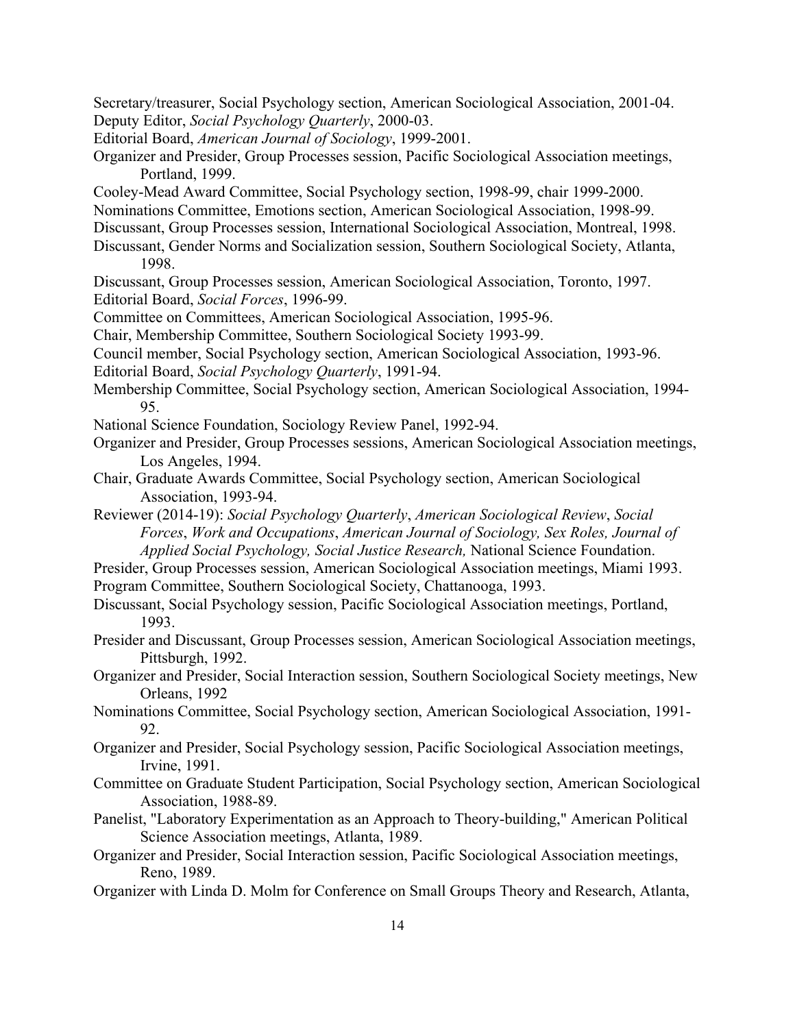Secretary/treasurer, Social Psychology section, American Sociological Association, 2001-04.

Deputy Editor, *Social Psychology Quarterly*, 2000-03.

Editorial Board, *American Journal of Sociology*, 1999-2001.

Organizer and Presider, Group Processes session, Pacific Sociological Association meetings, Portland, 1999.

Cooley-Mead Award Committee, Social Psychology section, 1998-99, chair 1999-2000.

Nominations Committee, Emotions section, American Sociological Association, 1998-99.

Discussant, Group Processes session, International Sociological Association, Montreal, 1998.

Discussant, Gender Norms and Socialization session, Southern Sociological Society, Atlanta, 1998.

Discussant, Group Processes session, American Sociological Association, Toronto, 1997.

Editorial Board, *Social Forces*, 1996-99.

Committee on Committees, American Sociological Association, 1995-96.

Chair, Membership Committee, Southern Sociological Society 1993-99.

Council member, Social Psychology section, American Sociological Association, 1993-96.

Editorial Board, *Social Psychology Quarterly*, 1991-94.

Membership Committee, Social Psychology section, American Sociological Association, 1994-95.

National Science Foundation, Sociology Review Panel, 1992-94.

Organizer and Presider, Group Processes sessions, American Sociological Association meetings, Los Angeles, 1994.

Chair, Graduate Awards Committee, Social Psychology section, American Sociological Association, 1993-94.

Reviewer (2014-19): *Social Psychology Quarterly*, *American Sociological Review*, *Social Forces*, *Work and Occupations*, *American Journal of Sociology, Sex Roles, Journal of Applied Social Psychology, Social Justice Research,* National Science Foundation.

Presider, Group Processes session, American Sociological Association meetings, Miami 1993.

Program Committee, Southern Sociological Society, Chattanooga, 1993.

Discussant, Social Psychology session, Pacific Sociological Association meetings, Portland, 1993.

Presider and Discussant, Group Processes session, American Sociological Association meetings, Pittsburgh, 1992.

Organizer and Presider, Social Interaction session, Southern Sociological Society meetings, New Orleans, 1992

Nominations Committee, Social Psychology section, American Sociological Association, 1991-92.

Organizer and Presider, Social Psychology session, Pacific Sociological Association meetings, Irvine, 1991.

Committee on Graduate Student Participation, Social Psychology section, American Sociological Association, 1988-89.

Panelist, "Laboratory Experimentation as an Approach to Theory-building," American Political Science Association meetings, Atlanta, 1989.

Organizer and Presider, Social Interaction session, Pacific Sociological Association meetings, Reno, 1989.

Organizer with Linda D. Molm for Conference on Small Groups Theory and Research, Atlanta,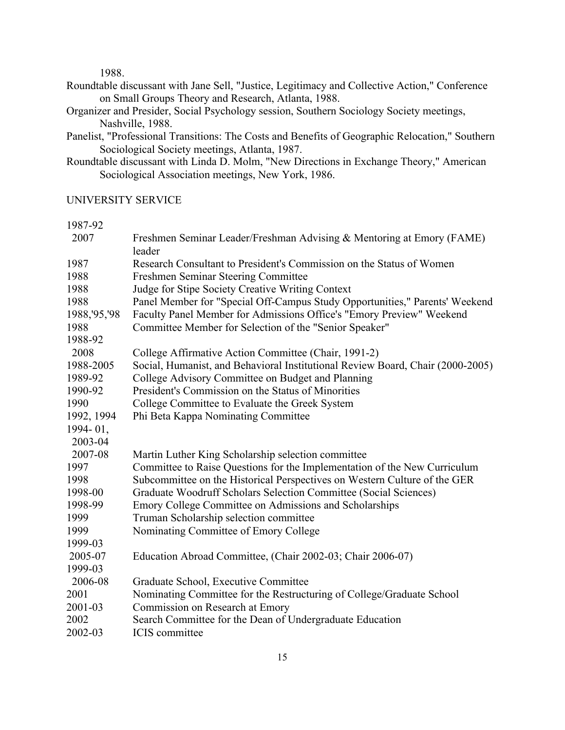1988.

Roundtable discussant with Jane Sell, "Justice, Legitimacy and Collective Action," Conference on Small Groups Theory and Research, Atlanta, 1988.

Organizer and Presider, Social Psychology session, Southern Sociology Society meetings, Nashville, 1988.

Panelist, "Professional Transitions: The Costs and Benefits of Geographic Relocation," Southern Sociological Society meetings, Atlanta, 1987.

Roundtable discussant with Linda D. Molm, "New Directions in Exchange Theory," American Sociological Association meetings, New York, 1986.

## UNIVERSITY SERVICE

| | |
|---|---|
| 1987-92<br>2007 | Freshmen Seminar Leader/Freshman Advising & Mentoring at Emory (FAME) leader |
| 1987 | Research Consultant to President's Commission on the Status of Women |
| 1988 | Freshmen Seminar Steering Committee |
| 1988 | Judge for Stipe Society Creative Writing Context |
| 1988 | Panel Member for "Special Off-Campus Study Opportunities," Parents' Weekend |
| 1988,'95,'98 | Faculty Panel Member for Admissions Office's "Emory Preview" Weekend |
| 1988 | Committee Member for Selection of the "Senior Speaker" |
| 1988-92<br>2008 | College Affirmative Action Committee (Chair, 1991-2) |
| 1988-2005 | Social, Humanist, and Behavioral Institutional Review Board, Chair (2000-2005) |
| 1989-92 | College Advisory Committee on Budget and Planning |
| 1990-92 | President's Commission on the Status of Minorities |
| 1990 | College Committee to Evaluate the Greek System |
| 1992, 1994 | Phi Beta Kappa Nominating Committee |
| 1994- 01,<br>2003-04<br>2007-08 | Martin Luther King Scholarship selection committee |
| 1997 | Committee to Raise Questions for the Implementation of the New Curriculum |
| 1998 | Subcommittee on the Historical Perspectives on Western Culture of the GER |
| 1998-00 | Graduate Woodruff Scholars Selection Committee (Social Sciences) |
| 1998-99 | Emory College Committee on Admissions and Scholarships |
| 1999 | Truman Scholarship selection committee |
| 1999 | Nominating Committee of Emory College |
| 1999-03<br>2005-07 | Education Abroad Committee, (Chair 2002-03; Chair 2006-07) |
| 1999-03<br>2006-08 | Graduate School, Executive Committee |
| 2001 | Nominating Committee for the Restructuring of College/Graduate School |
| 2001-03 | Commission on Research at Emory |
| 2002 | Search Committee for the Dean of Undergraduate Education |
| 2002-03 | ICIS committee |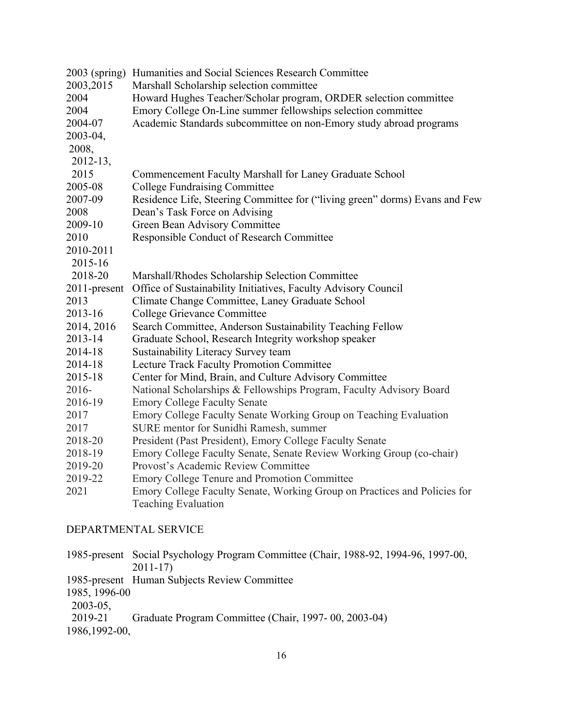| | |
|---|---|
| 2003 (spring) | Humanities and Social Sciences Research Committee |
| 2003,2015 | Marshall Scholarship selection committee |
| 2004 | Howard Hughes Teacher/Scholar program, ORDER selection committee |
| 2004 | Emory College On-Line summer fellowships selection committee |
| 2004-07 | Academic Standards subcommittee on non-Emory study abroad programs |
| 2003-04, 2008, 2012-13, 2015 | Commencement Faculty Marshall for Laney Graduate School |
| 2005-08 | College Fundraising Committee |
| 2007-09 | Residence Life, Steering Committee for ("living green" dorms) Evans and Few |
| 2008 | Dean's Task Force on Advising |
| 2009-10 | Green Bean Advisory Committee |
| 2010 | Responsible Conduct of Research Committee |
| 2010-2011 2015-16 2018-20 | Marshall/Rhodes Scholarship Selection Committee |
| 2011-present | Office of Sustainability Initiatives, Faculty Advisory Council |
| 2013 | Climate Change Committee, Laney Graduate School |
| 2013-16 | College Grievance Committee |
| 2014, 2016 | Search Committee, Anderson Sustainability Teaching Fellow |
| 2013-14 | Graduate School, Research Integrity workshop speaker |
| 2014-18 | Sustainability Literacy Survey team |
| 2014-18 | Lecture Track Faculty Promotion Committee |
| 2015-18 | Center for Mind, Brain, and Culture Advisory Committee |
| 2016- | National Scholarships & Fellowships Program, Faculty Advisory Board |
| 2016-19 | Emory College Faculty Senate |
| 2017 | Emory College Faculty Senate Working Group on Teaching Evaluation |
| 2017 | SURE mentor for Sunidhi Ramesh, summer |
| 2018-20 | President (Past President), Emory College Faculty Senate |
| 2018-19 | Emory College Faculty Senate, Senate Review Working Group (co-chair) |
| 2019-20 | Provost's Academic Review Committee |
| 2019-22 | Emory College Tenure and Promotion Committee |
| 2021 | Emory College Faculty Senate, Working Group on Practices and Policies for Teaching Evaluation |

## DEPARTMENTAL SERVICE

| | |
|---|---|
| 1985-present | Social Psychology Program Committee (Chair, 1988-92, 1994-96, 1997-00, 2011-17) |
| 1985-present | Human Subjects Review Committee |
| 1985, 1996-00 2003-05, 2019-21 | Graduate Program Committee (Chair, 1997- 00, 2003-04) |
| 1986,1992-00, | |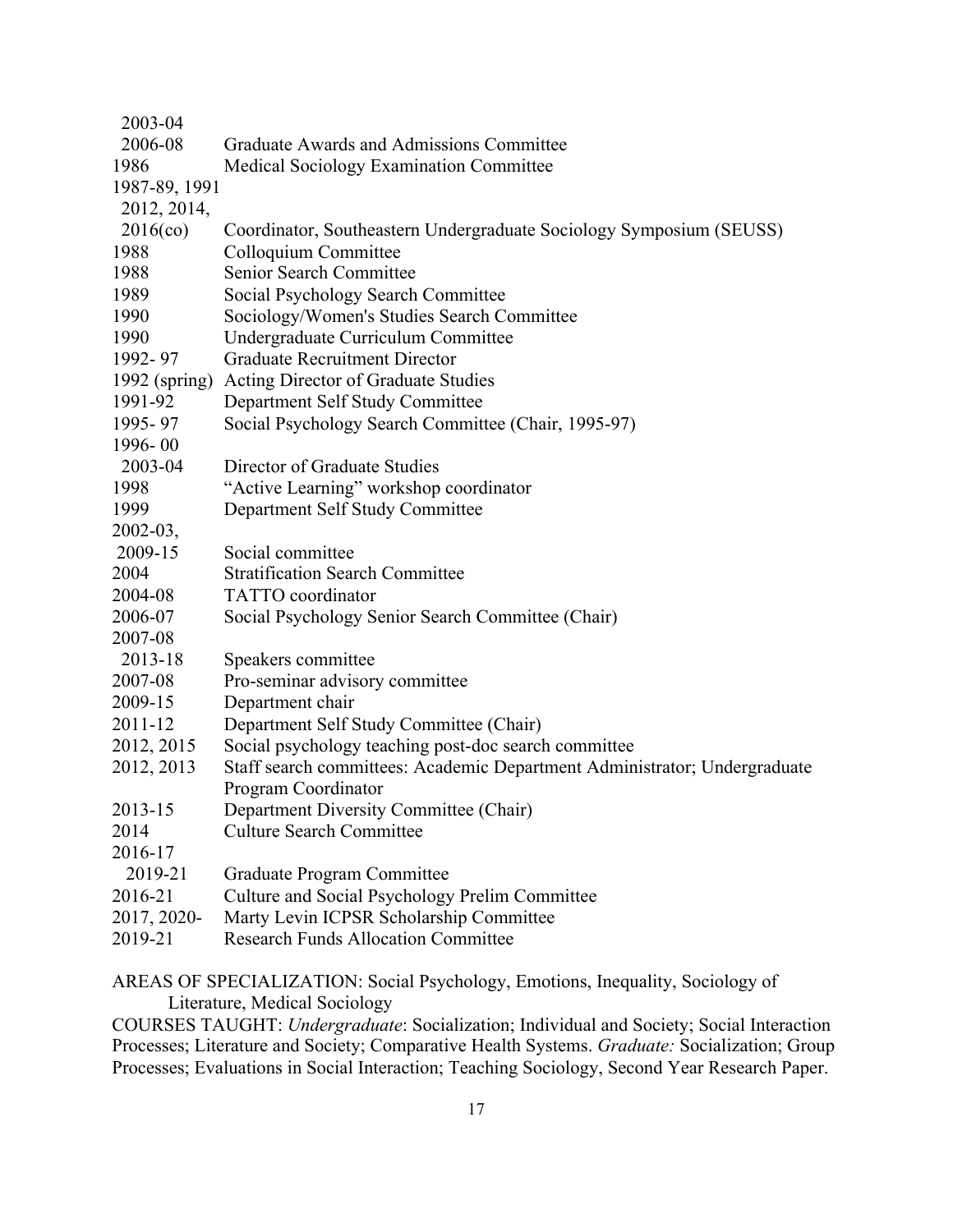| | |
|---|---|
| 2003-04 | |
| 2006-08 | Graduate Awards and Admissions Committee |
| 1986 | Medical Sociology Examination Committee |
| 1987-89, 1991 | |
| 2012, 2014, | |
| 2016(co) | Coordinator, Southeastern Undergraduate Sociology Symposium (SEUSS) |
| 1988 | Colloquium Committee |
| 1988 | Senior Search Committee |
| 1989 | Social Psychology Search Committee |
| 1990 | Sociology/Women's Studies Search Committee |
| 1990 | Undergraduate Curriculum Committee |
| 1992- 97 | Graduate Recruitment Director |
| 1992 (spring) | Acting Director of Graduate Studies |
| 1991-92 | Department Self Study Committee |
| 1995- 97 | Social Psychology Search Committee (Chair, 1995-97) |
| 1996- 00 | |
| 2003-04 | Director of Graduate Studies |
| 1998 | "Active Learning" workshop coordinator |
| 1999 | Department Self Study Committee |
| 2002-03, | |
| 2009-15 | Social committee |
| 2004 | Stratification Search Committee |
| 2004-08 | TATTO coordinator |
| 2006-07 | Social Psychology Senior Search Committee (Chair) |
| 2007-08 | |
| 2013-18 | Speakers committee |
| 2007-08 | Pro-seminar advisory committee |
| 2009-15 | Department chair |
| 2011-12 | Department Self Study Committee (Chair) |
| 2012, 2015 | Social psychology teaching post-doc search committee |
| 2012, 2013 | Staff search committees: Academic Department Administrator; Undergraduate Program Coordinator |
| 2013-15 | Department Diversity Committee (Chair) |
| 2014 | Culture Search Committee |
| 2016-17 | |
| 2019-21 | Graduate Program Committee |
| 2016-21 | Culture and Social Psychology Prelim Committee |
| 2017, 2020- | Marty Levin ICPSR Scholarship Committee |
| 2019-21 | Research Funds Allocation Committee |

AREAS OF SPECIALIZATION: Social Psychology, Emotions, Inequality, Sociology of Literature, Medical Sociology

COURSES TAUGHT: *Undergraduate*: Socialization; Individual and Society; Social Interaction Processes; Literature and Society; Comparative Health Systems. *Graduate:* Socialization; Group Processes; Evaluations in Social Interaction; Teaching Sociology, Second Year Research Paper.